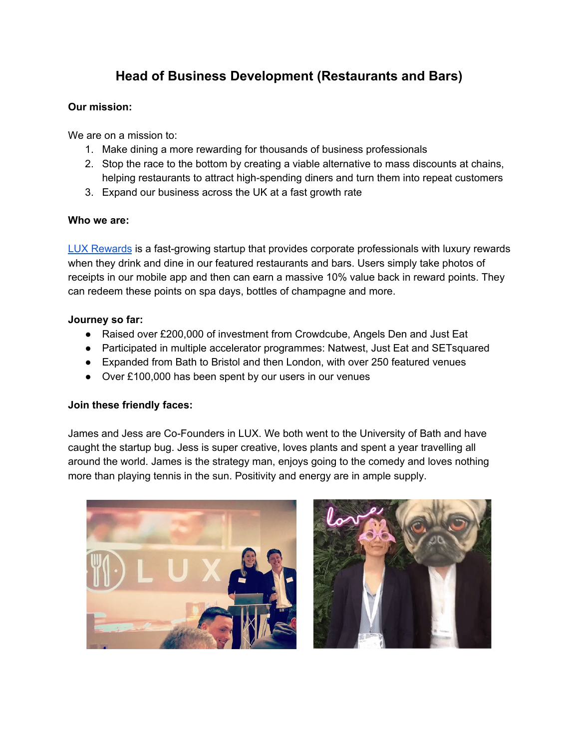# Head of Business Development (Restaurants and Bars)

**Our mission:**

We are on a mission to:

1. Make dining a more rewarding for thousands of business professionals
2. Stop the race to the bottom by creating a viable alternative to mass discounts at chains, helping restaurants to attract high-spending diners and turn them into repeat customers
3. Expand our business across the UK at a fast growth rate

**Who we are:**

[LUX Rewards] is a fast-growing startup that provides corporate professionals with luxury rewards when they drink and dine in our featured restaurants and bars. Users simply take photos of receipts in our mobile app and then can earn a massive 10% value back in reward points. They can redeem these points on spa days, bottles of champagne and more.

**Journey so far:**

- Raised over £200,000 of investment from Crowdcube, Angels Den and Just Eat
- Participated in multiple accelerator programmes: Natwest, Just Eat and SETsquared
- Expanded from Bath to Bristol and then London, with over 250 featured venues
- Over £100,000 has been spent by our users in our venues

**Join these friendly faces:**

James and Jess are Co-Founders in LUX. We both went to the University of Bath and have caught the startup bug. Jess is super creative, loves plants and spent a year travelling all around the world. James is the strategy man, enjoys going to the comedy and loves nothing more than playing tennis in the sun. Positivity and energy are in ample supply.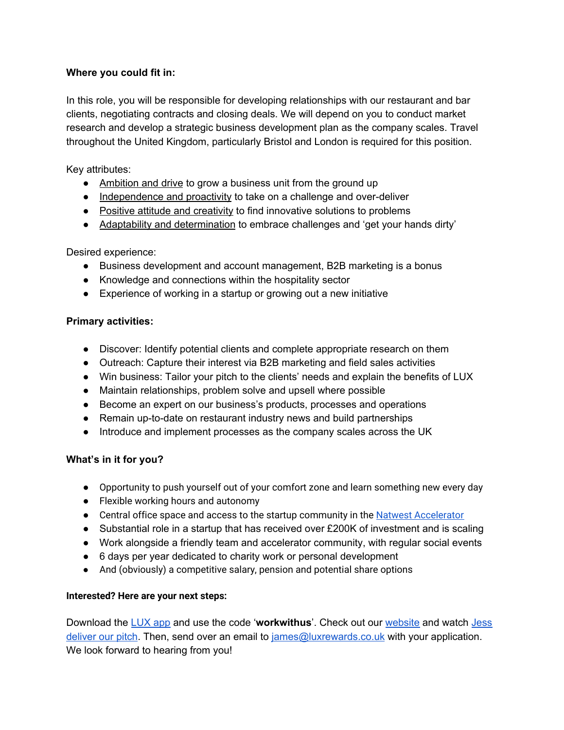**Where you could fit in:**

In this role, you will be responsible for developing relationships with our restaurant and bar clients, negotiating contracts and closing deals. We will depend on you to conduct market research and develop a strategic business development plan as the company scales. Travel throughout the United Kingdom, particularly Bristol and London is required for this position.

Key attributes:

- Ambition and drive to grow a business unit from the ground up
- Independence and proactivity to take on a challenge and over-deliver
- Positive attitude and creativity to find innovative solutions to problems
- Adaptability and determination to embrace challenges and 'get your hands dirty'

Desired experience:

- Business development and account management, B2B marketing is a bonus
- Knowledge and connections within the hospitality sector
- Experience of working in a startup or growing out a new initiative

**Primary activities:**

- Discover: Identify potential clients and complete appropriate research on them
- Outreach: Capture their interest via B2B marketing and field sales activities
- Win business: Tailor your pitch to the clients' needs and explain the benefits of LUX
- Maintain relationships, problem solve and upsell where possible
- Become an expert on our business's products, processes and operations
- Remain up-to-date on restaurant industry news and build partnerships
- Introduce and implement processes as the company scales across the UK

**What's in it for you?**

- Opportunity to push yourself out of your comfort zone and learn something new every day
- Flexible working hours and autonomy
- Central office space and access to the startup community in the Natwest Accelerator
- Substantial role in a startup that has received over £200K of investment and is scaling
- Work alongside a friendly team and accelerator community, with regular social events
- 6 days per year dedicated to charity work or personal development
- And (obviously) a competitive salary, pension and potential share options

**Interested? Here are your next steps:**

Download the LUX app and use the code '**workwithus**'. Check out our website and watch Jess deliver our pitch. Then, send over an email to james@luxrewards.co.uk with your application. We look forward to hearing from you!